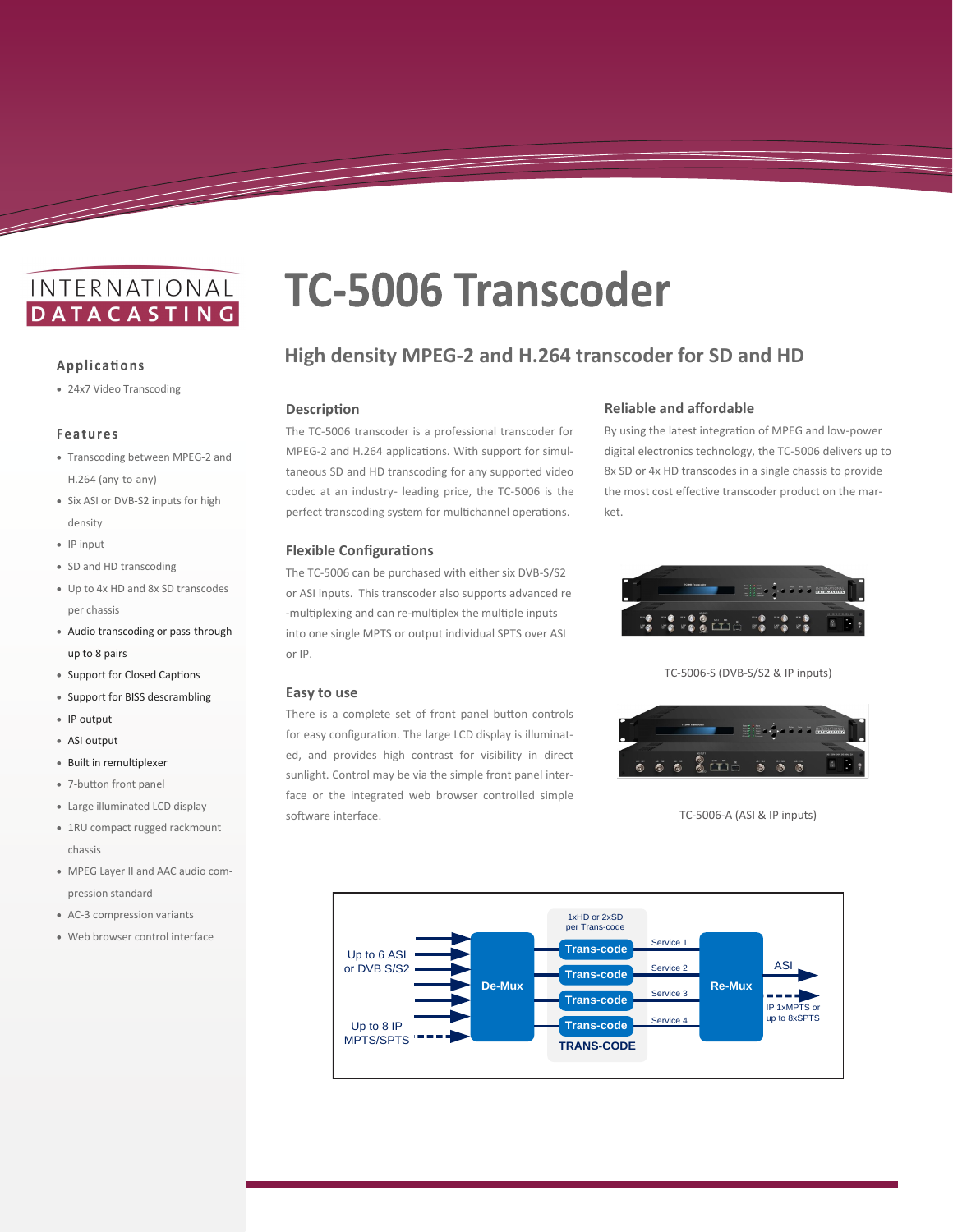INTERNATIONAL DATACASTING

# TC-5006 Transcoder

## High density MPEG-2 and H.264 transcoder for SD and HD

### Applications

- 24x7 Video Transcoding

### Features

- Transcoding between MPEG-2 and H.264 (any-to-any)
- Six ASI or DVB-S2 inputs for high density
- IP input
- SD and HD transcoding
- Up to 4x HD and 8x SD transcodes per chassis
- Audio transcoding or pass-through up to 8 pairs
- Support for Closed Captions
- Support for BISS descrambling
- IP output
- ASI output
- Built in remultiplexer
- 7-button front panel
- Large illuminated LCD display
- 1RU compact rugged rackmount chassis
- MPEG Layer II and AAC audio compression standard
- AC-3 compression variants
- Web browser control interface

### Description

The TC-5006 transcoder is a professional transcoder for MPEG-2 and H.264 applications. With support for simultaneous SD and HD transcoding for any supported video codec at an industry- leading price, the TC-5006 is the perfect transcoding system for multichannel operations.

### Flexible Configurations

The TC-5006 can be purchased with either six DVB-S/S2 or ASI inputs. This transcoder also supports advanced re-multiplexing and can re-multiplex the multiple inputs into one single MPTS or output individual SPTS over ASI or IP.

### Easy to use

There is a complete set of front panel button controls for easy configuration. The large LCD display is illuminated, and provides high contrast for visibility in direct sunlight. Control may be via the simple front panel interface or the integrated web browser controlled simple software interface.

### Reliable and affordable

By using the latest integration of MPEG and low-power digital electronics technology, the TC-5006 delivers up to 8x SD or 4x HD transcodes in a single chassis to provide the most cost effective transcoder product on the market.

TC-5006-S (DVB-S/S2 & IP inputs)

TC-5006-A (ASI & IP inputs)

Up to 6 ASI or DVB S/S2 — Up to 8 IP MPTS/SPTS — De-Mux — 1xHD or 2xSD per Trans-code — Trans-code — Trans-code — Trans-code — Trans-code — TRANS-CODE — Service 1 — Service 2 — Service 3 — Service 4 — Re-Mux — ASI — IP 1xMPTS or up to 8xSPTS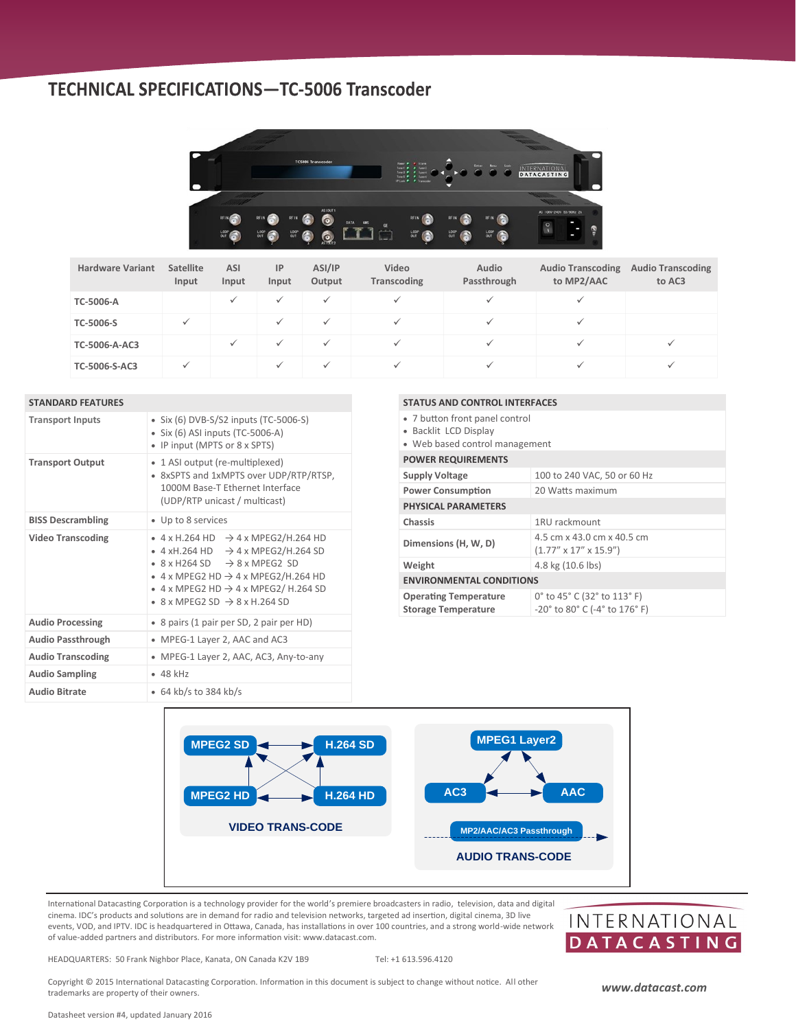# TECHNICAL SPECIFICATIONS—TC-5006 Transcoder

| Hardware Variant | Satellite Input | ASI Input | IP Input | ASI/IP Output | Video Transcoding | Audio Passthrough | Audio Transcoding to MP2/AAC | Audio Transcoding to AC3 |
|---|---|---|---|---|---|---|---|---|
| TC-5006-A | | ✓ | ✓ | ✓ | ✓ | ✓ | ✓ | |
| TC-5006-S | ✓ | | ✓ | ✓ | ✓ | ✓ | ✓ | |
| TC-5006-A-AC3 | | ✓ | ✓ | ✓ | ✓ | ✓ | ✓ | ✓ |
| TC-5006-S-AC3 | ✓ | | ✓ | ✓ | ✓ | ✓ | ✓ | ✓ |

## STANDARD FEATURES

| | |
|---|---|
| **Transport Inputs** | • Six (6) DVB-S/S2 inputs (TC-5006-S)<br>• Six (6) ASI inputs (TC-5006-A)<br>• IP input (MPTS or 8 x SPTS) |
| **Transport Output** | • 1 ASI output (re-multiplexed)<br>• 8xSPTS and 1xMPTS over UDP/RTP/RTSP, 1000M Base-T Ethernet Interface (UDP/RTP unicast / multicast) |
| **BISS Descrambling** | • Up to 8 services |
| **Video Transcoding** | • 4 x H.264 HD → 4 x MPEG2/H.264 HD<br>• 4 xH.264 HD → 4 x MPEG2/H.264 SD<br>• 8 x H264 SD → 8 x MPEG2 SD<br>• 4 x MPEG2 HD → 4 x MPEG2/H.264 HD<br>• 4 x MPEG2 HD → 4 x MPEG2/ H.264 SD<br>• 8 x MPEG2 SD → 8 x H.264 SD |
| **Audio Processing** | • 8 pairs (1 pair per SD, 2 pair per HD) |
| **Audio Passthrough** | • MPEG-1 Layer 2, AAC and AC3 |
| **Audio Transcoding** | • MPEG-1 Layer 2, AAC, AC3, Any-to-any |
| **Audio Sampling** | • 48 kHz |
| **Audio Bitrate** | • 64 kb/s to 384 kb/s |

## STATUS AND CONTROL INTERFACES

- 7 button front panel control
- Backlit LCD Display
- Web based control management

| | |
|---|---|
| **POWER REQUIREMENTS** | |
| **Supply Voltage** | 100 to 240 VAC, 50 or 60 Hz |
| **Power Consumption** | 20 Watts maximum |
| **PHYSICAL PARAMETERS** | |
| **Chassis** | 1RU rackmount |
| **Dimensions (H, W, D)** | 4.5 cm x 43.0 cm x 40.5 cm (1.77" x 17" x 15.9") |
| **Weight** | 4.8 kg (10.6 lbs) |
| **ENVIRONMENTAL CONDITIONS** | |
| **Operating Temperature** | 0° to 45° C (32° to 113° F) |
| **Storage Temperature** | -20° to 80° C (-4° to 176° F) |

MPEG2 SD
H.264 SD
MPEG2 HD
H.264 HD
VIDEO TRANS-CODE

MPEG1 Layer2
AC3
AAC
MP2/AAC/AC3 Passthrough
AUDIO TRANS-CODE

International Datacasting Corporation is a technology provider for the world's premiere broadcasters in radio, television, data and digital cinema. IDC's products and solutions are in demand for radio and television networks, targeted ad insertion, digital cinema, 3D live events, VOD, and IPTV. IDC is headquartered in Ottawa, Canada, has installations in over 100 countries, and a strong world-wide network of value-added partners and distributors. For more information visit: www.datacast.com.

HEADQUARTERS: 50 Frank Nighbor Place, Kanata, ON Canada K2V 1B9 Tel: +1 613.596.4120

Copyright © 2015 International Datacasting Corporation. Information in this document is subject to change without notice. All other trademarks are property of their owners.

*www.datacast.com*

Datasheet version #4, updated January 2016